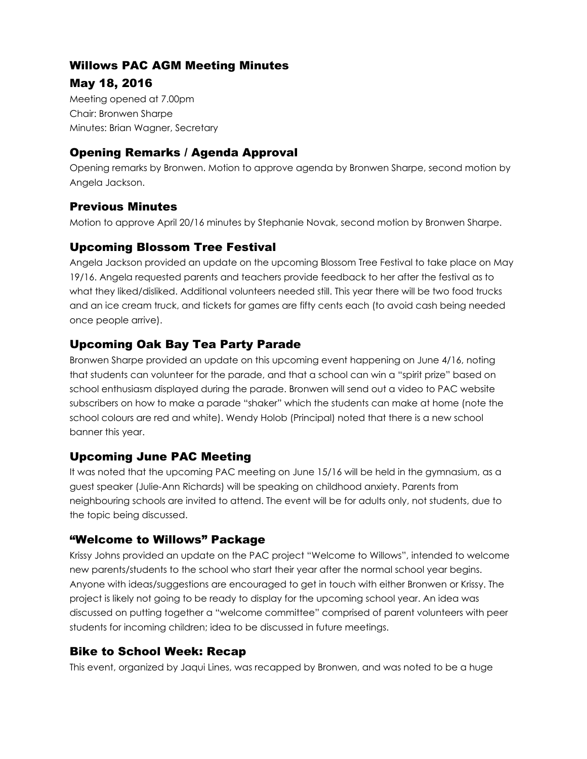# Willows PAC AGM Meeting Minutes

## May 18, 2016

Meeting opened at 7.00pm
Chair: Bronwen Sharpe
Minutes: Brian Wagner, Secretary

## Opening Remarks / Agenda Approval

Opening remarks by Bronwen. Motion to approve agenda by Bronwen Sharpe, second motion by Angela Jackson.

## Previous Minutes

Motion to approve April 20/16 minutes by Stephanie Novak, second motion by Bronwen Sharpe.

## Upcoming Blossom Tree Festival

Angela Jackson provided an update on the upcoming Blossom Tree Festival to take place on May 19/16. Angela requested parents and teachers provide feedback to her after the festival as to what they liked/disliked. Additional volunteers needed still. This year there will be two food trucks and an ice cream truck, and tickets for games are fifty cents each (to avoid cash being needed once people arrive).

## Upcoming Oak Bay Tea Party Parade

Bronwen Sharpe provided an update on this upcoming event happening on June 4/16, noting that students can volunteer for the parade, and that a school can win a "spirit prize" based on school enthusiasm displayed during the parade. Bronwen will send out a video to PAC website subscribers on how to make a parade "shaker" which the students can make at home (note the school colours are red and white). Wendy Holob (Principal) noted that there is a new school banner this year.

## Upcoming June PAC Meeting

It was noted that the upcoming PAC meeting on June 15/16 will be held in the gymnasium, as a guest speaker (Julie-Ann Richards) will be speaking on childhood anxiety. Parents from neighbouring schools are invited to attend. The event will be for adults only, not students, due to the topic being discussed.

## "Welcome to Willows" Package

Krissy Johns provided an update on the PAC project "Welcome to Willows", intended to welcome new parents/students to the school who start their year after the normal school year begins. Anyone with ideas/suggestions are encouraged to get in touch with either Bronwen or Krissy. The project is likely not going to be ready to display for the upcoming school year. An idea was discussed on putting together a "welcome committee" comprised of parent volunteers with peer students for incoming children; idea to be discussed in future meetings.

## Bike to School Week: Recap

This event, organized by Jaqui Lines, was recapped by Bronwen, and was noted to be a huge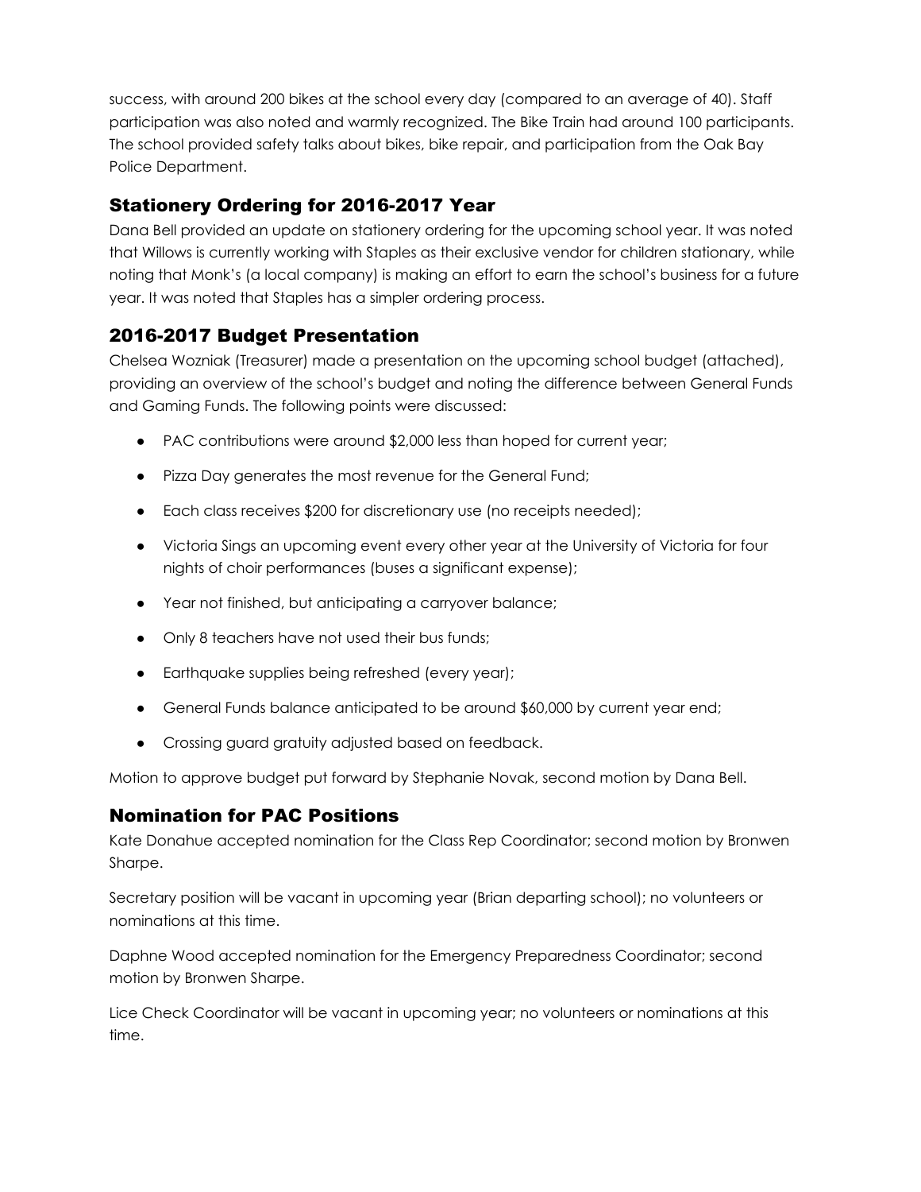success, with around 200 bikes at the school every day (compared to an average of 40). Staff participation was also noted and warmly recognized. The Bike Train had around 100 participants. The school provided safety talks about bikes, bike repair, and participation from the Oak Bay Police Department.

## Stationery Ordering for 2016-2017 Year

Dana Bell provided an update on stationery ordering for the upcoming school year. It was noted that Willows is currently working with Staples as their exclusive vendor for children stationary, while noting that Monk's (a local company) is making an effort to earn the school's business for a future year. It was noted that Staples has a simpler ordering process.

## 2016-2017 Budget Presentation

Chelsea Wozniak (Treasurer) made a presentation on the upcoming school budget (attached), providing an overview of the school's budget and noting the difference between General Funds and Gaming Funds. The following points were discussed:

- PAC contributions were around $2,000 less than hoped for current year;
- Pizza Day generates the most revenue for the General Fund;
- Each class receives $200 for discretionary use (no receipts needed);
- Victoria Sings an upcoming event every other year at the University of Victoria for four nights of choir performances (buses a significant expense);
- Year not finished, but anticipating a carryover balance;
- Only 8 teachers have not used their bus funds;
- Earthquake supplies being refreshed (every year);
- General Funds balance anticipated to be around $60,000 by current year end;
- Crossing guard gratuity adjusted based on feedback.

Motion to approve budget put forward by Stephanie Novak, second motion by Dana Bell.

## Nomination for PAC Positions

Kate Donahue accepted nomination for the Class Rep Coordinator; second motion by Bronwen Sharpe.

Secretary position will be vacant in upcoming year (Brian departing school); no volunteers or nominations at this time.

Daphne Wood accepted nomination for the Emergency Preparedness Coordinator; second motion by Bronwen Sharpe.

Lice Check Coordinator will be vacant in upcoming year; no volunteers or nominations at this time.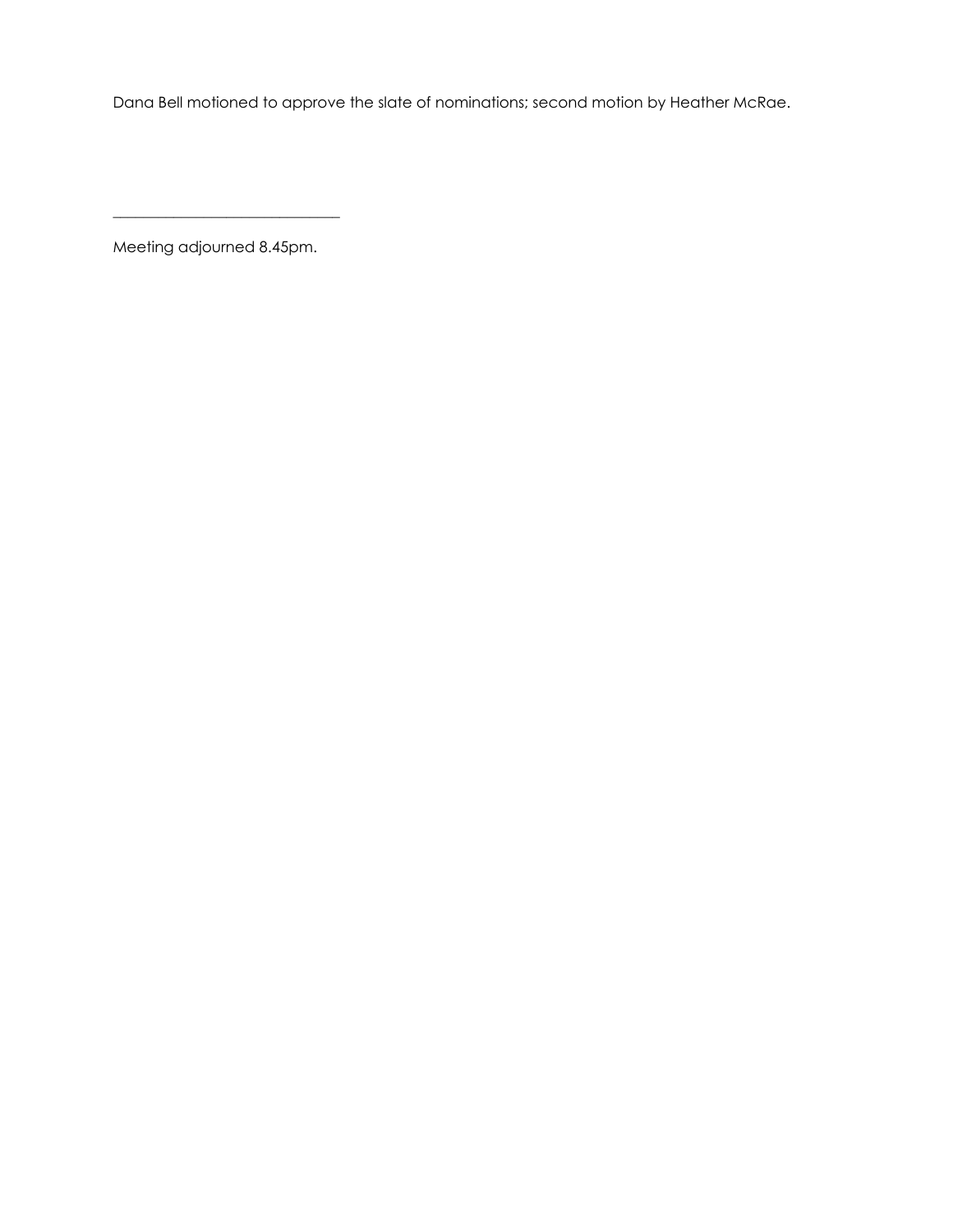Dana Bell motioned to approve the slate of nominations; second motion by Heather McRae.

______________________________

Meeting adjourned 8.45pm.